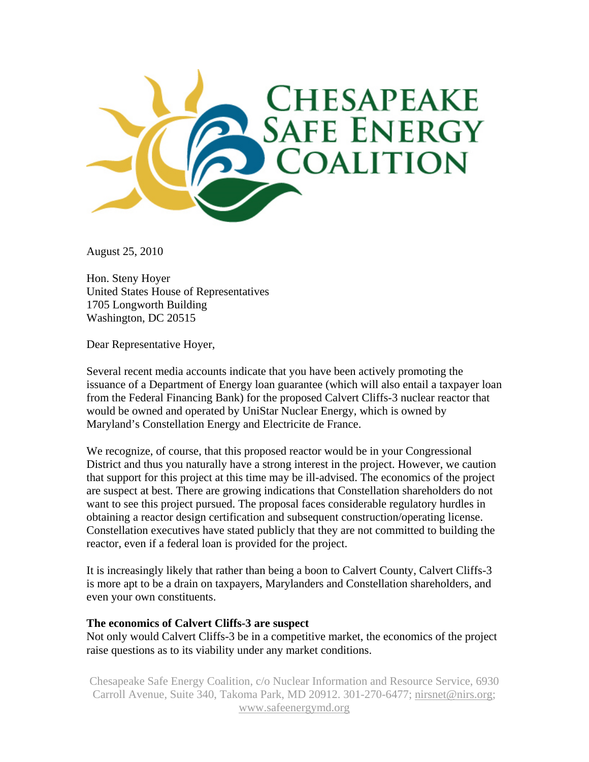# Chesapeake Safe Energy Coalition

August 25, 2010

Hon. Steny Hoyer
United States House of Representatives
1705 Longworth Building
Washington, DC 20515

Dear Representative Hoyer,

Several recent media accounts indicate that you have been actively promoting the issuance of a Department of Energy loan guarantee (which will also entail a taxpayer loan from the Federal Financing Bank) for the proposed Calvert Cliffs-3 nuclear reactor that would be owned and operated by UniStar Nuclear Energy, which is owned by Maryland's Constellation Energy and Electricite de France.

We recognize, of course, that this proposed reactor would be in your Congressional District and thus you naturally have a strong interest in the project. However, we caution that support for this project at this time may be ill-advised. The economics of the project are suspect at best. There are growing indications that Constellation shareholders do not want to see this project pursued. The proposal faces considerable regulatory hurdles in obtaining a reactor design certification and subsequent construction/operating license. Constellation executives have stated publicly that they are not committed to building the reactor, even if a federal loan is provided for the project.

It is increasingly likely that rather than being a boon to Calvert County, Calvert Cliffs-3 is more apt to be a drain on taxpayers, Marylanders and Constellation shareholders, and even your own constituents.

**The economics of Calvert Cliffs-3 are suspect**

Not only would Calvert Cliffs-3 be in a competitive market, the economics of the project raise questions as to its viability under any market conditions.

Chesapeake Safe Energy Coalition, c/o Nuclear Information and Resource Service, 6930 Carroll Avenue, Suite 340, Takoma Park, MD 20912. 301-270-6477; nirsnet@nirs.org; www.safeenergymd.org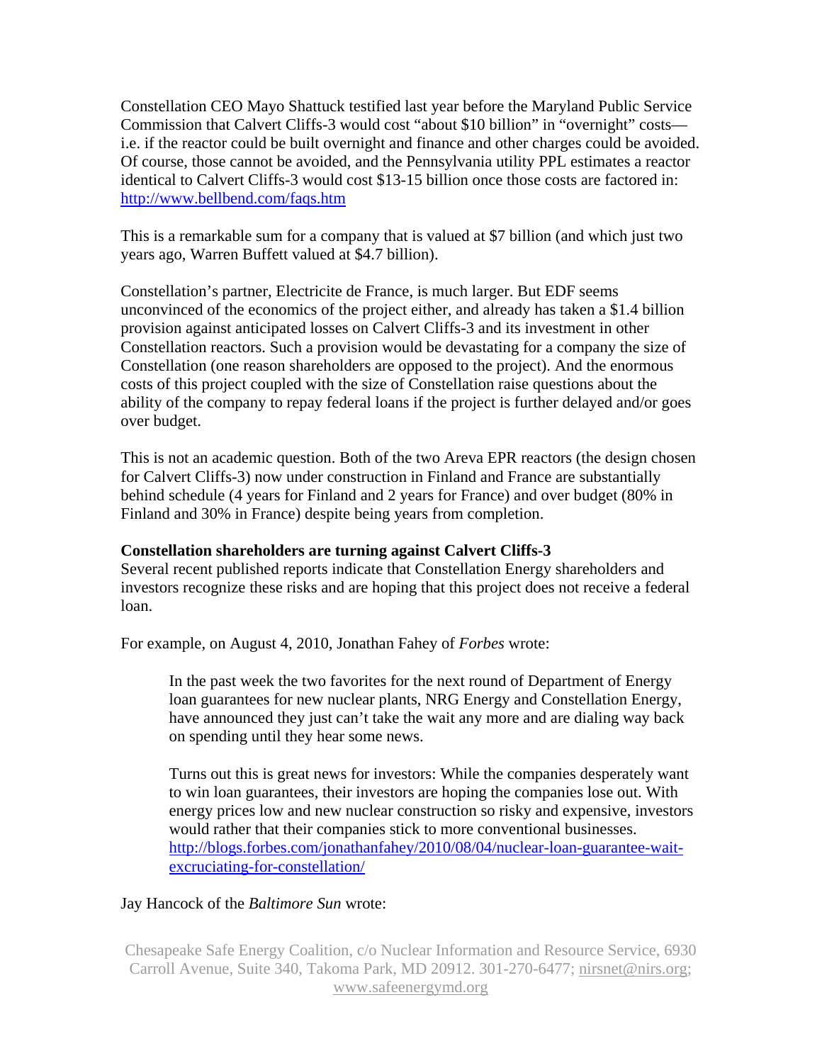Constellation CEO Mayo Shattuck testified last year before the Maryland Public Service Commission that Calvert Cliffs-3 would cost "about $10 billion" in "overnight" costs—i.e. if the reactor could be built overnight and finance and other charges could be avoided. Of course, those cannot be avoided, and the Pennsylvania utility PPL estimates a reactor identical to Calvert Cliffs-3 would cost $13-15 billion once those costs are factored in: http://www.bellbend.com/faqs.htm

This is a remarkable sum for a company that is valued at $7 billion (and which just two years ago, Warren Buffett valued at $4.7 billion).

Constellation's partner, Electricite de France, is much larger. But EDF seems unconvinced of the economics of the project either, and already has taken a $1.4 billion provision against anticipated losses on Calvert Cliffs-3 and its investment in other Constellation reactors. Such a provision would be devastating for a company the size of Constellation (one reason shareholders are opposed to the project). And the enormous costs of this project coupled with the size of Constellation raise questions about the ability of the company to repay federal loans if the project is further delayed and/or goes over budget.

This is not an academic question. Both of the two Areva EPR reactors (the design chosen for Calvert Cliffs-3) now under construction in Finland and France are substantially behind schedule (4 years for Finland and 2 years for France) and over budget (80% in Finland and 30% in France) despite being years from completion.

**Constellation shareholders are turning against Calvert Cliffs-3**

Several recent published reports indicate that Constellation Energy shareholders and investors recognize these risks and are hoping that this project does not receive a federal loan.

For example, on August 4, 2010, Jonathan Fahey of *Forbes* wrote:

> In the past week the two favorites for the next round of Department of Energy loan guarantees for new nuclear plants, NRG Energy and Constellation Energy, have announced they just can't take the wait any more and are dialing way back on spending until they hear some news.
>
> Turns out this is great news for investors: While the companies desperately want to win loan guarantees, their investors are hoping the companies lose out. With energy prices low and new nuclear construction so risky and expensive, investors would rather that their companies stick to more conventional businesses. http://blogs.forbes.com/jonathanfahey/2010/08/04/nuclear-loan-guarantee-wait-excruciating-for-constellation/

Jay Hancock of the *Baltimore Sun* wrote: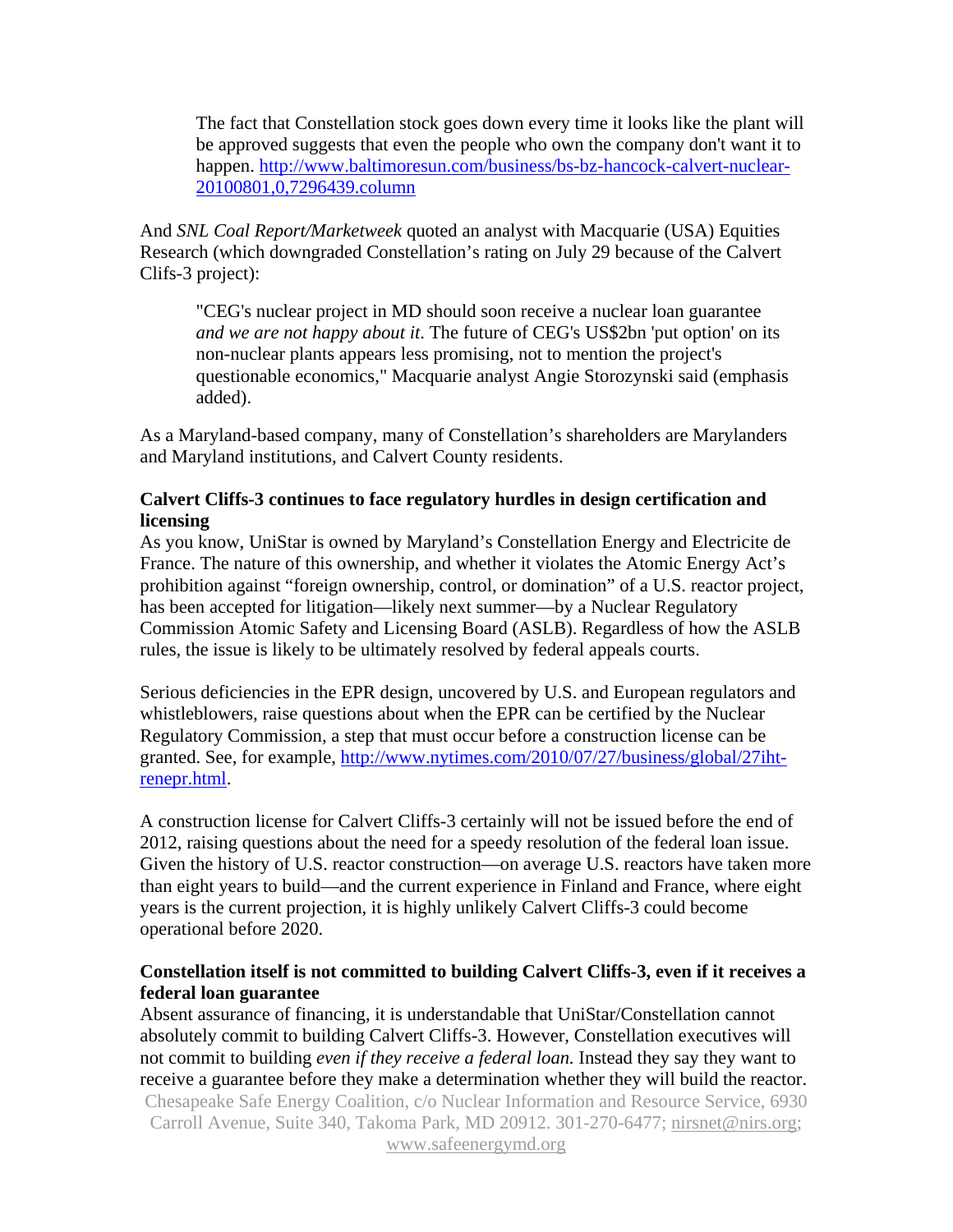> The fact that Constellation stock goes down every time it looks like the plant will be approved suggests that even the people who own the company don't want it to happen. [http://www.baltimoresun.com/business/bs-bz-hancock-calvert-nuclear-20100801,0,7296439.column](http://www.baltimoresun.com/business/bs-bz-hancock-calvert-nuclear-20100801,0,7296439.column)

And *SNL Coal Report/Marketweek* quoted an analyst with Macquarie (USA) Equities Research (which downgraded Constellation's rating on July 29 because of the Calvert Clifs-3 project):

> "CEG's nuclear project in MD should soon receive a nuclear loan guarantee *and we are not happy about it*. The future of CEG's US$2bn 'put option' on its non-nuclear plants appears less promising, not to mention the project's questionable economics," Macquarie analyst Angie Storozynski said (emphasis added).

As a Maryland-based company, many of Constellation's shareholders are Marylanders and Maryland institutions, and Calvert County residents.

**Calvert Cliffs-3 continues to face regulatory hurdles in design certification and licensing**

As you know, UniStar is owned by Maryland's Constellation Energy and Electricite de France. The nature of this ownership, and whether it violates the Atomic Energy Act's prohibition against "foreign ownership, control, or domination" of a U.S. reactor project, has been accepted for litigation—likely next summer—by a Nuclear Regulatory Commission Atomic Safety and Licensing Board (ASLB). Regardless of how the ASLB rules, the issue is likely to be ultimately resolved by federal appeals courts.

Serious deficiencies in the EPR design, uncovered by U.S. and European regulators and whistleblowers, raise questions about when the EPR can be certified by the Nuclear Regulatory Commission, a step that must occur before a construction license can be granted. See, for example, [http://www.nytimes.com/2010/07/27/business/global/27iht-renepr.html](http://www.nytimes.com/2010/07/27/business/global/27iht-renepr.html).

A construction license for Calvert Cliffs-3 certainly will not be issued before the end of 2012, raising questions about the need for a speedy resolution of the federal loan issue. Given the history of U.S. reactor construction—on average U.S. reactors have taken more than eight years to build—and the current experience in Finland and France, where eight years is the current projection, it is highly unlikely Calvert Cliffs-3 could become operational before 2020.

**Constellation itself is not committed to building Calvert Cliffs-3, even if it receives a federal loan guarantee**

Absent assurance of financing, it is understandable that UniStar/Constellation cannot absolutely commit to building Calvert Cliffs-3. However, Constellation executives will not commit to building *even if they receive a federal loan.* Instead they say they want to receive a guarantee before they make a determination whether they will build the reactor.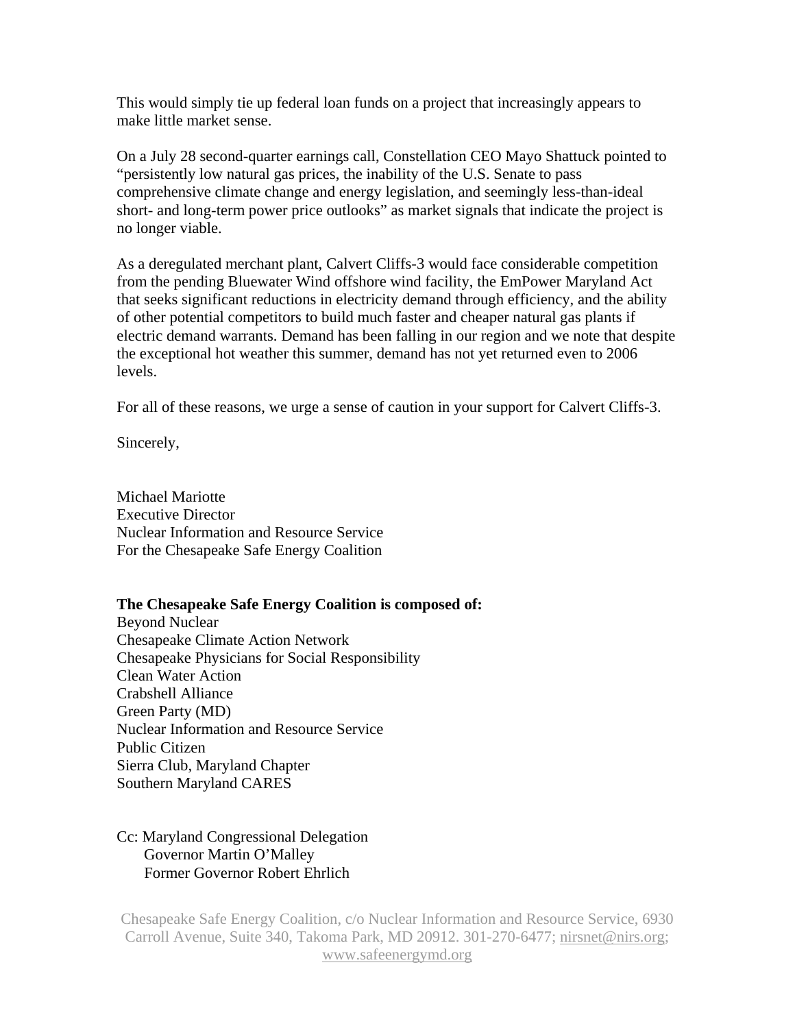This would simply tie up federal loan funds on a project that increasingly appears to make little market sense.

On a July 28 second-quarter earnings call, Constellation CEO Mayo Shattuck pointed to "persistently low natural gas prices, the inability of the U.S. Senate to pass comprehensive climate change and energy legislation, and seemingly less-than-ideal short- and long-term power price outlooks" as market signals that indicate the project is no longer viable.

As a deregulated merchant plant, Calvert Cliffs-3 would face considerable competition from the pending Bluewater Wind offshore wind facility, the EmPower Maryland Act that seeks significant reductions in electricity demand through efficiency, and the ability of other potential competitors to build much faster and cheaper natural gas plants if electric demand warrants. Demand has been falling in our region and we note that despite the exceptional hot weather this summer, demand has not yet returned even to 2006 levels.

For all of these reasons, we urge a sense of caution in your support for Calvert Cliffs-3.

Sincerely,

Michael Mariotte
Executive Director
Nuclear Information and Resource Service
For the Chesapeake Safe Energy Coalition

**The Chesapeake Safe Energy Coalition is composed of:**
Beyond Nuclear
Chesapeake Climate Action Network
Chesapeake Physicians for Social Responsibility
Clean Water Action
Crabshell Alliance
Green Party (MD)
Nuclear Information and Resource Service
Public Citizen
Sierra Club, Maryland Chapter
Southern Maryland CARES

Cc: Maryland Congressional Delegation
Governor Martin O'Malley
Former Governor Robert Ehrlich

Chesapeake Safe Energy Coalition, c/o Nuclear Information and Resource Service, 6930 Carroll Avenue, Suite 340, Takoma Park, MD 20912. 301-270-6477; nirsnet@nirs.org; www.safeenergymd.org